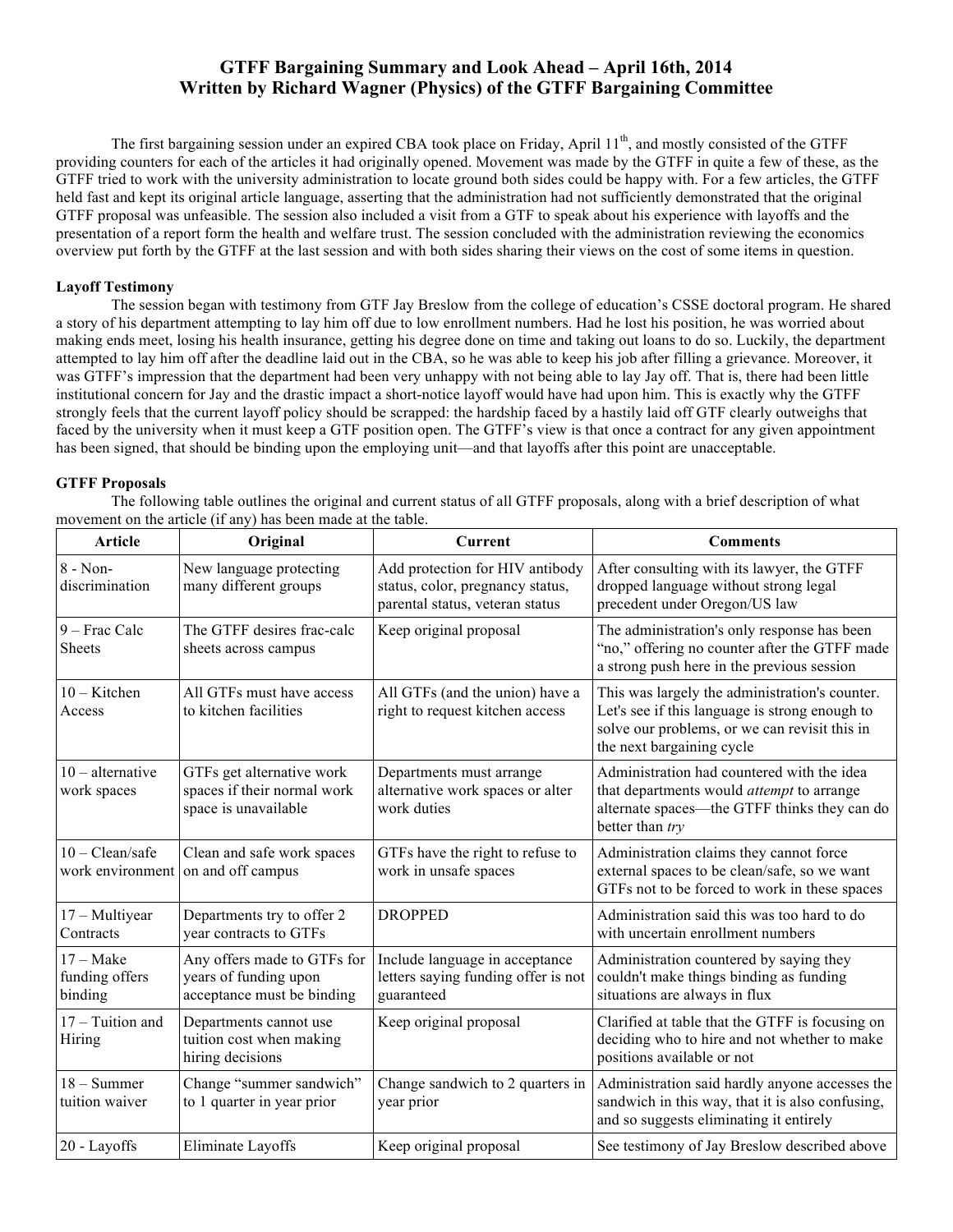# GTFF Bargaining Summary and Look Ahead – April 16th, 2014
## Written by Richard Wagner (Physics) of the GTFF Bargaining Committee

The first bargaining session under an expired CBA took place on Friday, April 11th, and mostly consisted of the GTFF providing counters for each of the articles it had originally opened. Movement was made by the GTFF in quite a few of these, as the GTFF tried to work with the university administration to locate ground both sides could be happy with. For a few articles, the GTFF held fast and kept its original article language, asserting that the administration had not sufficiently demonstrated that the original GTFF proposal was unfeasible. The session also included a visit from a GTF to speak about his experience with layoffs and the presentation of a report form the health and welfare trust. The session concluded with the administration reviewing the economics overview put forth by the GTFF at the last session and with both sides sharing their views on the cost of some items in question.

**Layoff Testimony**

The session began with testimony from GTF Jay Breslow from the college of education's CSSE doctoral program. He shared a story of his department attempting to lay him off due to low enrollment numbers. Had he lost his position, he was worried about making ends meet, losing his health insurance, getting his degree done on time and taking out loans to do so. Luckily, the department attempted to lay him off after the deadline laid out in the CBA, so he was able to keep his job after filling a grievance. Moreover, it was GTFF's impression that the department had been very unhappy with not being able to lay Jay off. That is, there had been little institutional concern for Jay and the drastic impact a short-notice layoff would have had upon him. This is exactly why the GTFF strongly feels that the current layoff policy should be scrapped: the hardship faced by a hastily laid off GTF clearly outweighs that faced by the university when it must keep a GTF position open. The GTFF's view is that once a contract for any given appointment has been signed, that should be binding upon the employing unit—and that layoffs after this point are unacceptable.

**GTFF Proposals**

The following table outlines the original and current status of all GTFF proposals, along with a brief description of what movement on the article (if any) has been made at the table.

| Article | Original | Current | Comments |
|---|---|---|---|
| 8 - Non-discrimination | New language protecting many different groups | Add protection for HIV antibody status, color, pregnancy status, parental status, veteran status | After consulting with its lawyer, the GTFF dropped language without strong legal precedent under Oregon/US law |
| 9 – Frac Calc Sheets | The GTFF desires frac-calc sheets across campus | Keep original proposal | The administration's only response has been "no," offering no counter after the GTFF made a strong push here in the previous session |
| 10 – Kitchen Access | All GTFs must have access to kitchen facilities | All GTFs (and the union) have a right to request kitchen access | This was largely the administration's counter. Let's see if this language is strong enough to solve our problems, or we can revisit this in the next bargaining cycle |
| 10 – alternative work spaces | GTFs get alternative work spaces if their normal work space is unavailable | Departments must arrange alternative work spaces or alter work duties | Administration had countered with the idea that departments would *attempt* to arrange alternate spaces—the GTFF thinks they can do better than *try* |
| 10 – Clean/safe work environment | Clean and safe work spaces on and off campus | GTFs have the right to refuse to work in unsafe spaces | Administration claims they cannot force external spaces to be clean/safe, so we want GTFs not to be forced to work in these spaces |
| 17 – Multiyear Contracts | Departments try to offer 2 year contracts to GTFs | DROPPED | Administration said this was too hard to do with uncertain enrollment numbers |
| 17 – Make funding offers binding | Any offers made to GTFs for years of funding upon acceptance must be binding | Include language in acceptance letters saying funding offer is not guaranteed | Administration countered by saying they couldn't make things binding as funding situations are always in flux |
| 17 – Tuition and Hiring | Departments cannot use tuition cost when making hiring decisions | Keep original proposal | Clarified at table that the GTFF is focusing on deciding who to hire and not whether to make positions available or not |
| 18 – Summer tuition waiver | Change "summer sandwich" to 1 quarter in year prior | Change sandwich to 2 quarters in year prior | Administration said hardly anyone accesses the sandwich in this way, that it is also confusing, and so suggests eliminating it entirely |
| 20 - Layoffs | Eliminate Layoffs | Keep original proposal | See testimony of Jay Breslow described above |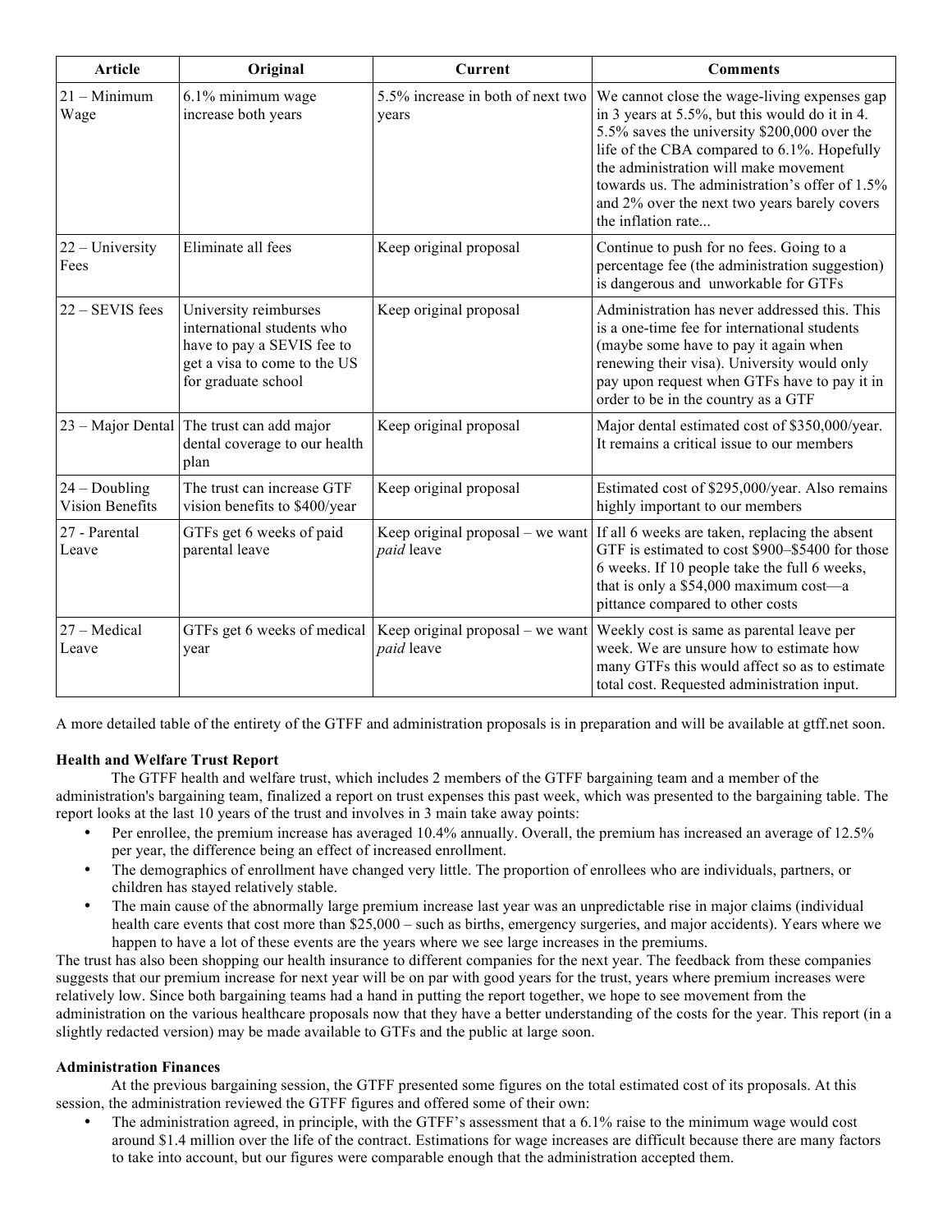| Article | Original | Current | Comments |
|---|---|---|---|
| 21 – Minimum Wage | 6.1% minimum wage increase both years | 5.5% increase in both of next two years | We cannot close the wage-living expenses gap in 3 years at 5.5%, but this would do it in 4. 5.5% saves the university $200,000 over the life of the CBA compared to 6.1%. Hopefully the administration will make movement towards us. The administration's offer of 1.5% and 2% over the next two years barely covers the inflation rate... |
| 22 – University Fees | Eliminate all fees | Keep original proposal | Continue to push for no fees. Going to a percentage fee (the administration suggestion) is dangerous and unworkable for GTFs |
| 22 – SEVIS fees | University reimburses international students who have to pay a SEVIS fee to get a visa to come to the US for graduate school | Keep original proposal | Administration has never addressed this. This is a one-time fee for international students (maybe some have to pay it again when renewing their visa). University would only pay upon request when GTFs have to pay it in order to be in the country as a GTF |
| 23 – Major Dental | The trust can add major dental coverage to our health plan | Keep original proposal | Major dental estimated cost of $350,000/year. It remains a critical issue to our members |
| 24 – Doubling Vision Benefits | The trust can increase GTF vision benefits to $400/year | Keep original proposal | Estimated cost of $295,000/year. Also remains highly important to our members |
| 27 - Parental Leave | GTFs get 6 weeks of paid parental leave | Keep original proposal – we want *paid* leave | If all 6 weeks are taken, replacing the absent GTF is estimated to cost $900–$5400 for those 6 weeks. If 10 people take the full 6 weeks, that is only a $54,000 maximum cost—a pittance compared to other costs |
| 27 – Medical Leave | GTFs get 6 weeks of medical year | Keep original proposal – we want *paid* leave | Weekly cost is same as parental leave per week. We are unsure how to estimate how many GTFs this would affect so as to estimate total cost. Requested administration input. |

A more detailed table of the entirety of the GTFF and administration proposals is in preparation and will be available at gtff.net soon.

**Health and Welfare Trust Report**

The GTFF health and welfare trust, which includes 2 members of the GTFF bargaining team and a member of the administration's bargaining team, finalized a report on trust expenses this past week, which was presented to the bargaining table. The report looks at the last 10 years of the trust and involves in 3 main take away points:

- Per enrollee, the premium increase has averaged 10.4% annually. Overall, the premium has increased an average of 12.5% per year, the difference being an effect of increased enrollment.
- The demographics of enrollment have changed very little. The proportion of enrollees who are individuals, partners, or children has stayed relatively stable.
- The main cause of the abnormally large premium increase last year was an unpredictable rise in major claims (individual health care events that cost more than $25,000 – such as births, emergency surgeries, and major accidents). Years where we happen to have a lot of these events are the years where we see large increases in the premiums.

The trust has also been shopping our health insurance to different companies for the next year. The feedback from these companies suggests that our premium increase for next year will be on par with good years for the trust, years where premium increases were relatively low. Since both bargaining teams had a hand in putting the report together, we hope to see movement from the administration on the various healthcare proposals now that they have a better understanding of the costs for the year. This report (in a slightly redacted version) may be made available to GTFs and the public at large soon.

**Administration Finances**

At the previous bargaining session, the GTFF presented some figures on the total estimated cost of its proposals. At this session, the administration reviewed the GTFF figures and offered some of their own:

- The administration agreed, in principle, with the GTFF's assessment that a 6.1% raise to the minimum wage would cost around $1.4 million over the life of the contract. Estimations for wage increases are difficult because there are many factors to take into account, but our figures were comparable enough that the administration accepted them.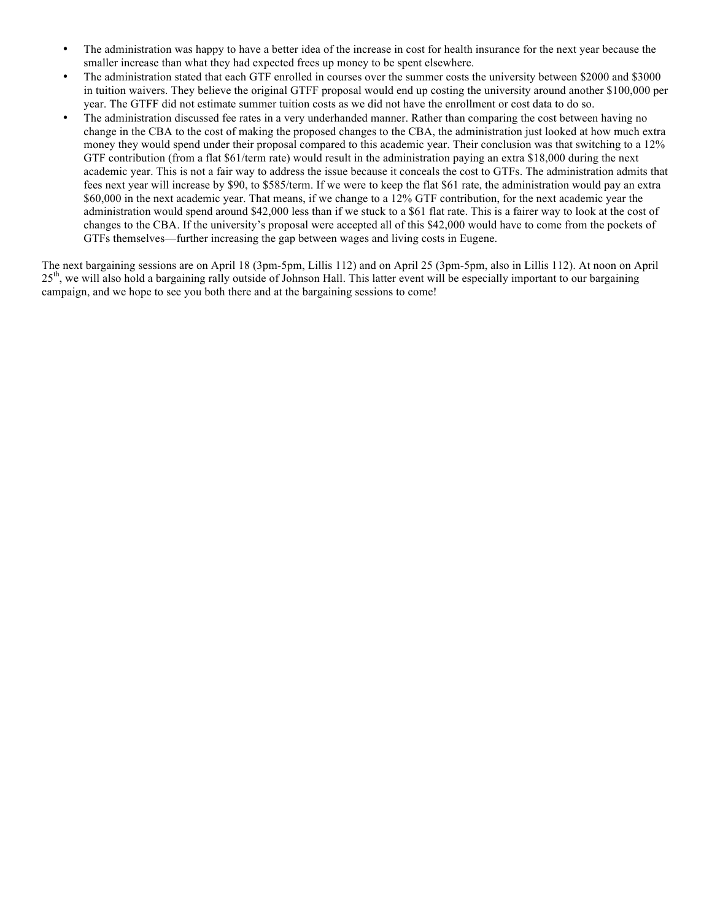- The administration was happy to have a better idea of the increase in cost for health insurance for the next year because the smaller increase than what they had expected frees up money to be spent elsewhere.
- The administration stated that each GTF enrolled in courses over the summer costs the university between $2000 and $3000 in tuition waivers. They believe the original GTFF proposal would end up costing the university around another $100,000 per year. The GTFF did not estimate summer tuition costs as we did not have the enrollment or cost data to do so.
- The administration discussed fee rates in a very underhanded manner. Rather than comparing the cost between having no change in the CBA to the cost of making the proposed changes to the CBA, the administration just looked at how much extra money they would spend under their proposal compared to this academic year. Their conclusion was that switching to a 12% GTF contribution (from a flat $61/term rate) would result in the administration paying an extra $18,000 during the next academic year. This is not a fair way to address the issue because it conceals the cost to GTFs. The administration admits that fees next year will increase by $90, to $585/term. If we were to keep the flat $61 rate, the administration would pay an extra $60,000 in the next academic year. That means, if we change to a 12% GTF contribution, for the next academic year the administration would spend around $42,000 less than if we stuck to a $61 flat rate. This is a fairer way to look at the cost of changes to the CBA. If the university's proposal were accepted all of this $42,000 would have to come from the pockets of GTFs themselves—further increasing the gap between wages and living costs in Eugene.

The next bargaining sessions are on April 18 (3pm-5pm, Lillis 112) and on April 25 (3pm-5pm, also in Lillis 112). At noon on April 25th, we will also hold a bargaining rally outside of Johnson Hall. This latter event will be especially important to our bargaining campaign, and we hope to see you both there and at the bargaining sessions to come!